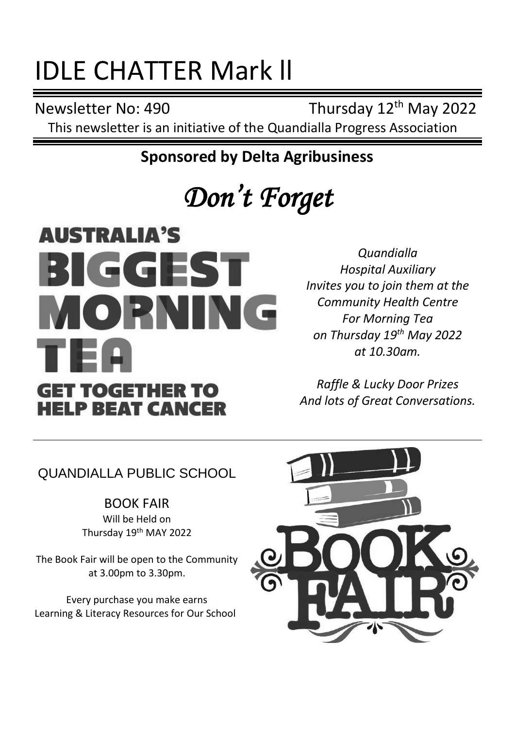# IDLE CHATTER Mark ll

Newsletter No: 490 Thursday 12th May 2022

This newsletter is an initiative of the Quandialla Progress Association

**Sponsored by Delta Agribusiness**

## *Don't Forget*

**AUSTRALIA'S BIGGEST MORNING TEA**

**GET TOGETHER TO HELP BEAT CANCER**

*Quandialla Hospital Auxiliary Invites you to join them at the Community Health Centre For Morning Tea on Thursday 19th May 2022 at 10.30am.*

*Raffle & Lucky Door Prizes And lots of Great Conversations.*

---

QUANDIALLA PUBLIC SCHOOL

BOOK FAIR

Will be Held on Thursday 19th MAY 2022

The Book Fair will be open to the Community at 3.00pm to 3.30pm.

Every purchase you make earns Learning & Literacy Resources for Our School

BOOK FAIR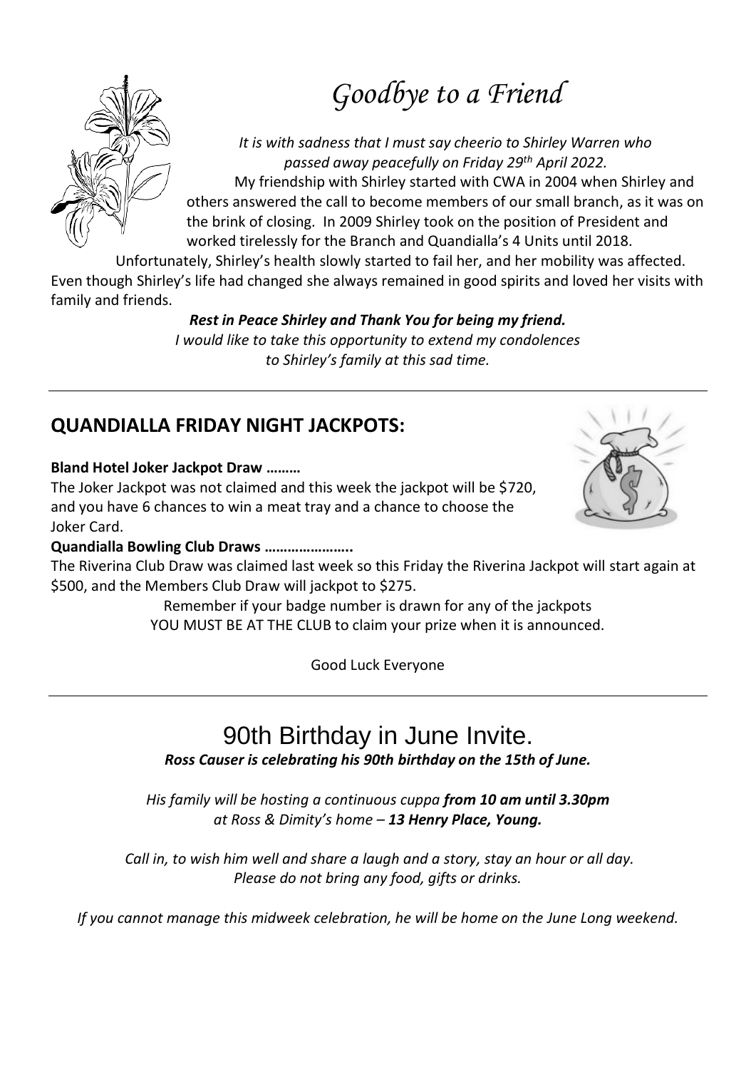# *Goodbye to a Friend*

*It is with sadness that I must say cheerio to Shirley Warren who passed away peacefully on Friday 29th April 2022.*

My friendship with Shirley started with CWA in 2004 when Shirley and others answered the call to become members of our small branch, as it was on the brink of closing. In 2009 Shirley took on the position of President and worked tirelessly for the Branch and Quandialla's 4 Units until 2018.

Unfortunately, Shirley's health slowly started to fail her, and her mobility was affected. Even though Shirley's life had changed she always remained in good spirits and loved her visits with family and friends.

***Rest in Peace Shirley and Thank You for being my friend.***

*I would like to take this opportunity to extend my condolences to Shirley's family at this sad time.*

---

## QUANDIALLA FRIDAY NIGHT JACKPOTS:

**Bland Hotel Joker Jackpot Draw ………**

The Joker Jackpot was not claimed and this week the jackpot will be $720, and you have 6 chances to win a meat tray and a chance to choose the Joker Card.

**Quandialla Bowling Club Draws …………………..**

The Riverina Club Draw was claimed last week so this Friday the Riverina Jackpot will start again at $500, and the Members Club Draw will jackpot to $275.

Remember if your badge number is drawn for any of the jackpots YOU MUST BE AT THE CLUB to claim your prize when it is announced.

Good Luck Everyone

---

# 90th Birthday in June Invite.

***Ross Causer is celebrating his 90th birthday on the 15th of June.***

*His family will be hosting a continuous cuppa **from 10 am until 3.30pm** at Ross & Dimity's home – **13 Henry Place, Young.***

*Call in, to wish him well and share a laugh and a story, stay an hour or all day. Please do not bring any food, gifts or drinks.*

*If you cannot manage this midweek celebration, he will be home on the June Long weekend.*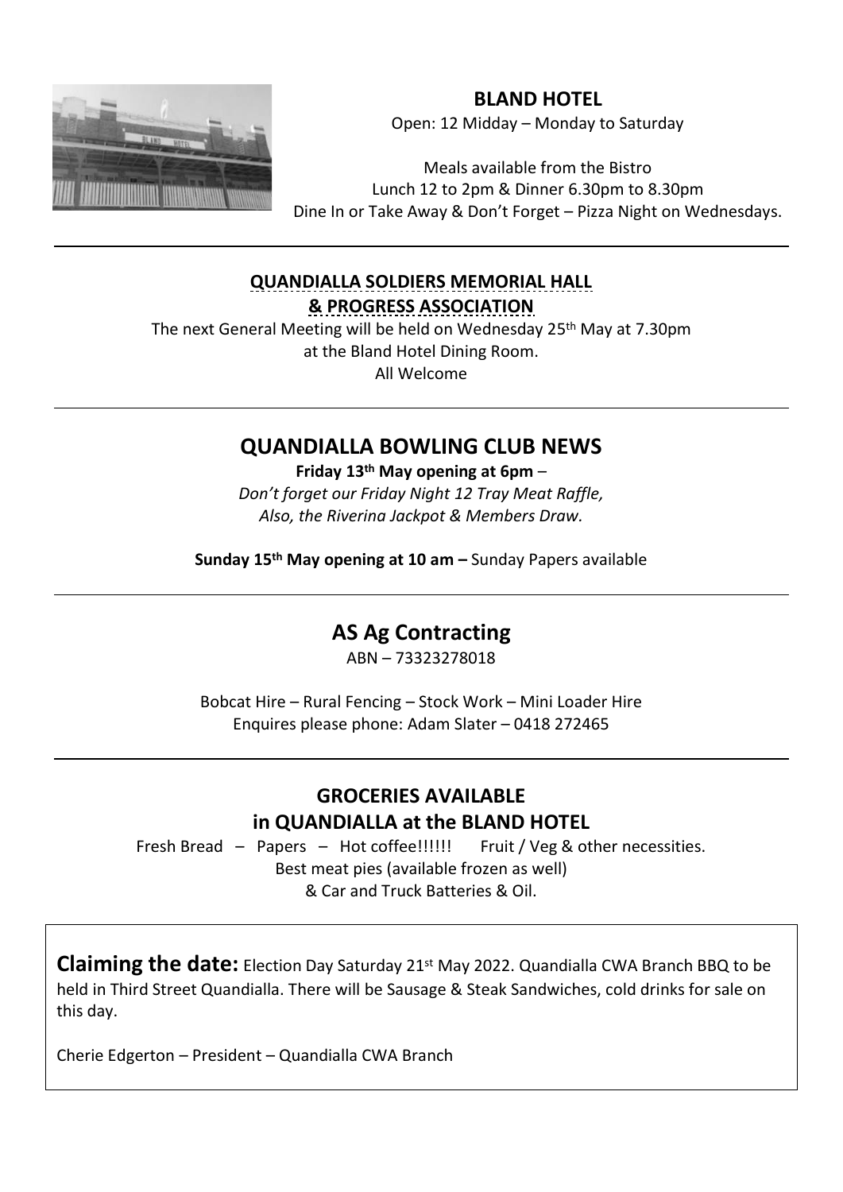## BLAND HOTEL

Open: 12 Midday – Monday to Saturday

Meals available from the Bistro
Lunch 12 to 2pm & Dinner 6.30pm to 8.30pm
Dine In or Take Away & Don't Forget – Pizza Night on Wednesdays.

---

## QUANDIALLA SOLDIERS MEMORIAL HALL & PROGRESS ASSOCIATION

The next General Meeting will be held on Wednesday 25th May at 7.30pm
at the Bland Hotel Dining Room.
All Welcome

---

## QUANDIALLA BOWLING CLUB NEWS

**Friday 13th May opening at 6pm** –
*Don't forget our Friday Night 12 Tray Meat Raffle,*
*Also, the Riverina Jackpot & Members Draw.*

**Sunday 15th May opening at 10 am –** Sunday Papers available

---

## AS Ag Contracting

ABN – 73323278018

Bobcat Hire – Rural Fencing – Stock Work – Mini Loader Hire
Enquires please phone: Adam Slater – 0418 272465

---

## GROCERIES AVAILABLE in QUANDIALLA at the BLAND HOTEL

Fresh Bread – Papers – Hot coffee!!!!!! Fruit / Veg & other necessities.
Best meat pies (available frozen as well)
& Car and Truck Batteries & Oil.

---

**Claiming the date:** Election Day Saturday 21st May 2022. Quandialla CWA Branch BBQ to be held in Third Street Quandialla. There will be Sausage & Steak Sandwiches, cold drinks for sale on this day.

Cherie Edgerton – President – Quandialla CWA Branch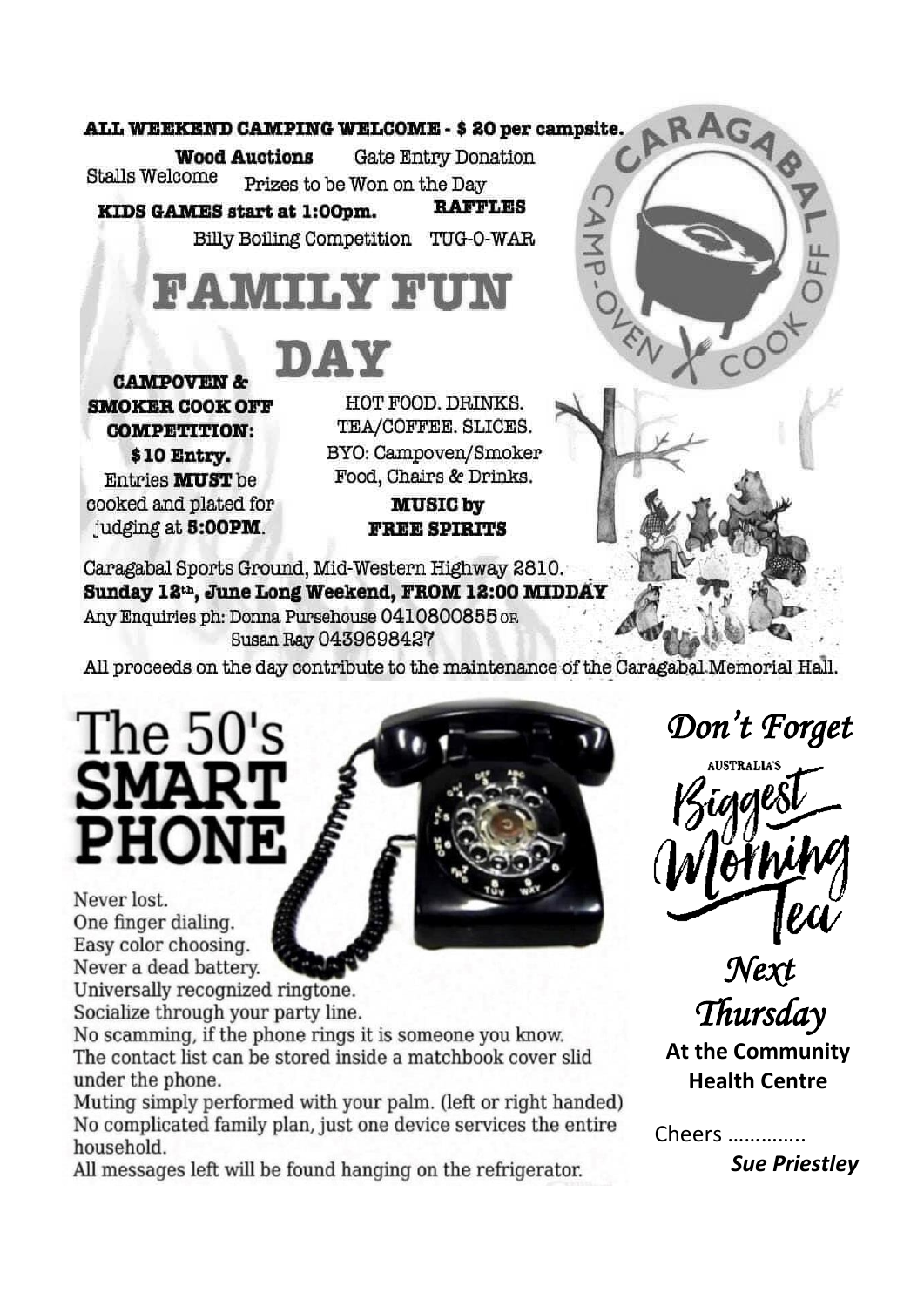**ALL WEEKEND CAMPING WELCOME - $ 20 per campsite.**

**Wood Auctions** Gate Entry Donation

Stalls Welcome Prizes to be Won on the Day

**KIDS GAMES start at 1:00pm.** **RAFFLES**

Billy Boiling Competition TUG-O-WAR

CARAGABAL CAMP-OVEN COOK OFF

# FAMILY FUN DAY

**CAMPOVEN & SMOKER COOK OFF COMPETITION:**
**$10 Entry.**
Entries **MUST** be cooked and plated for judging at **5:00PM.**

HOT FOOD. DRINKS. TEA/COFFEE. SLICES.
BYO: Campoven/Smoker Food, Chairs & Drinks.

**MUSIC by FREE SPIRITS**

Caragabal Sports Ground, Mid-Western Highway 2810.
**Sunday 12th, June Long Weekend, FROM 12:00 MIDDAY**
Any Enquiries ph: Donna Pursehouse 0410800855 OR Susan Ray 0439698427

All proceeds on the day contribute to the maintenance of the Caragabal Memorial Hall.

# The 50's SMART PHONE

Never lost.
One finger dialing.
Easy color choosing.
Never a dead battery.
Universally recognized ringtone.
Socialize through your party line.
No scamming, if the phone rings it is someone you know.
The contact list can be stored inside a matchbook cover slid under the phone.
Muting simply performed with your palm. (left or right handed)
No complicated family plan, just one device services the entire household.
All messages left will be found hanging on the refrigerator.

*Don't Forget*

AUSTRALIA'S Biggest Morning Tea

*Next Thursday*

**At the Community Health Centre**

Cheers ………….

***Sue Priestley***